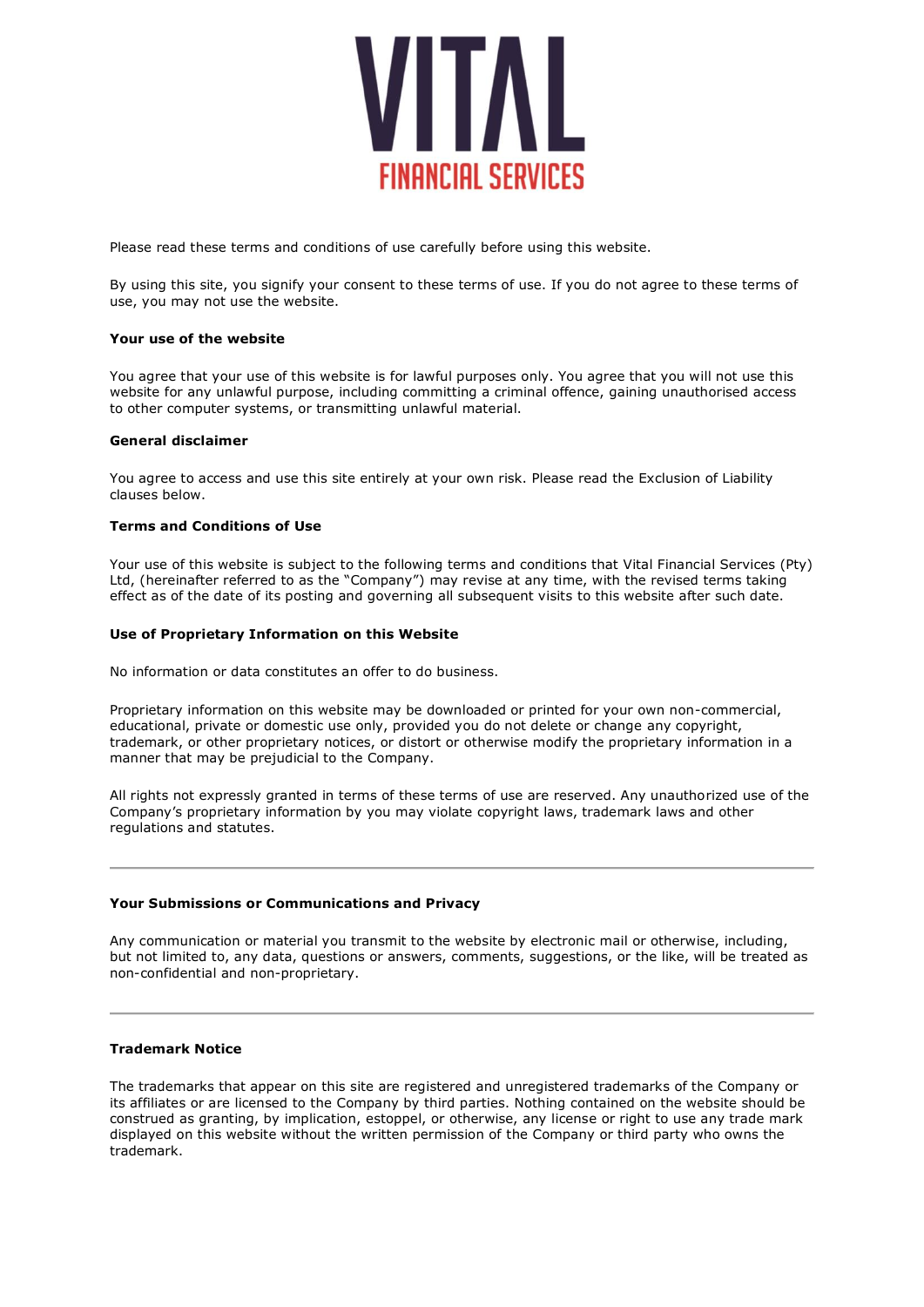# VITAL FINANCIAL SERVICES

Please read these terms and conditions of use carefully before using this website.

By using this site, you signify your consent to these terms of use. If you do not agree to these terms of use, you may not use the website.

**Your use of the website**

You agree that your use of this website is for lawful purposes only. You agree that you will not use this website for any unlawful purpose, including committing a criminal offence, gaining unauthorised access to other computer systems, or transmitting unlawful material.

**General disclaimer**

You agree to access and use this site entirely at your own risk. Please read the Exclusion of Liability clauses below.

**Terms and Conditions of Use**

Your use of this website is subject to the following terms and conditions that Vital Financial Services (Pty) Ltd, (hereinafter referred to as the "Company") may revise at any time, with the revised terms taking effect as of the date of its posting and governing all subsequent visits to this website after such date.

**Use of Proprietary Information on this Website**

No information or data constitutes an offer to do business.

Proprietary information on this website may be downloaded or printed for your own non-commercial, educational, private or domestic use only, provided you do not delete or change any copyright, trademark, or other proprietary notices, or distort or otherwise modify the proprietary information in a manner that may be prejudicial to the Company.

All rights not expressly granted in terms of these terms of use are reserved. Any unauthorized use of the Company's proprietary information by you may violate copyright laws, trademark laws and other regulations and statutes.

---

**Your Submissions or Communications and Privacy**

Any communication or material you transmit to the website by electronic mail or otherwise, including, but not limited to, any data, questions or answers, comments, suggestions, or the like, will be treated as non-confidential and non-proprietary.

---

**Trademark Notice**

The trademarks that appear on this site are registered and unregistered trademarks of the Company or its affiliates or are licensed to the Company by third parties. Nothing contained on the website should be construed as granting, by implication, estoppel, or otherwise, any license or right to use any trade mark displayed on this website without the written permission of the Company or third party who owns the trademark.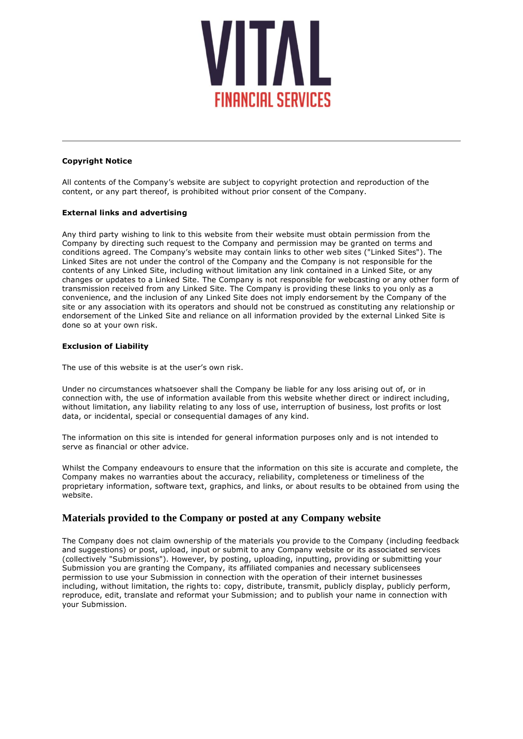**Copyright Notice**

All contents of the Company's website are subject to copyright protection and reproduction of the content, or any part thereof, is prohibited without prior consent of the Company.

**External links and advertising**

Any third party wishing to link to this website from their website must obtain permission from the Company by directing such request to the Company and permission may be granted on terms and conditions agreed. The Company's website may contain links to other web sites ("Linked Sites"). The Linked Sites are not under the control of the Company and the Company is not responsible for the contents of any Linked Site, including without limitation any link contained in a Linked Site, or any changes or updates to a Linked Site. The Company is not responsible for webcasting or any other form of transmission received from any Linked Site. The Company is providing these links to you only as a convenience, and the inclusion of any Linked Site does not imply endorsement by the Company of the site or any association with its operators and should not be construed as constituting any relationship or endorsement of the Linked Site and reliance on all information provided by the external Linked Site is done so at your own risk.

**Exclusion of Liability**

The use of this website is at the user's own risk.

Under no circumstances whatsoever shall the Company be liable for any loss arising out of, or in connection with, the use of information available from this website whether direct or indirect including, without limitation, any liability relating to any loss of use, interruption of business, lost profits or lost data, or incidental, special or consequential damages of any kind.

The information on this site is intended for general information purposes only and is not intended to serve as financial or other advice.

Whilst the Company endeavours to ensure that the information on this site is accurate and complete, the Company makes no warranties about the accuracy, reliability, completeness or timeliness of the proprietary information, software text, graphics, and links, or about results to be obtained from using the website.

## Materials provided to the Company or posted at any Company website

The Company does not claim ownership of the materials you provide to the Company (including feedback and suggestions) or post, upload, input or submit to any Company website or its associated services (collectively "Submissions"). However, by posting, uploading, inputting, providing or submitting your Submission you are granting the Company, its affiliated companies and necessary sublicensees permission to use your Submission in connection with the operation of their internet businesses including, without limitation, the rights to: copy, distribute, transmit, publicly display, publicly perform, reproduce, edit, translate and reformat your Submission; and to publish your name in connection with your Submission.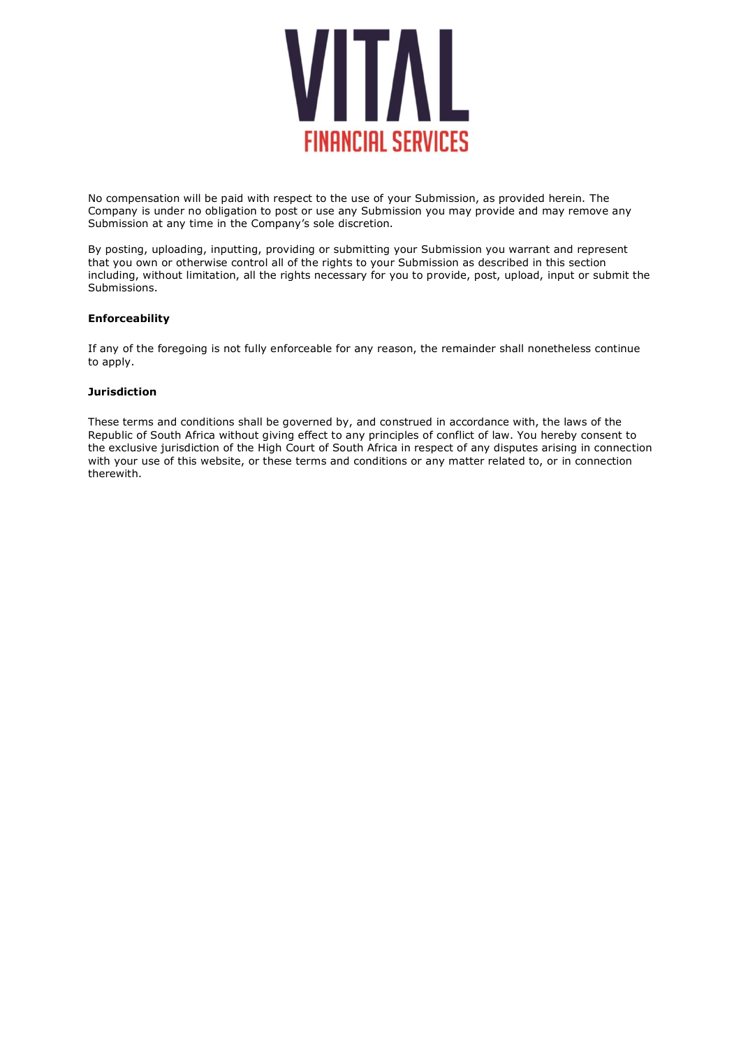No compensation will be paid with respect to the use of your Submission, as provided herein. The Company is under no obligation to post or use any Submission you may provide and may remove any Submission at any time in the Company's sole discretion.

By posting, uploading, inputting, providing or submitting your Submission you warrant and represent that you own or otherwise control all of the rights to your Submission as described in this section including, without limitation, all the rights necessary for you to provide, post, upload, input or submit the Submissions.

**Enforceability**

If any of the foregoing is not fully enforceable for any reason, the remainder shall nonetheless continue to apply.

**Jurisdiction**

These terms and conditions shall be governed by, and construed in accordance with, the laws of the Republic of South Africa without giving effect to any principles of conflict of law. You hereby consent to the exclusive jurisdiction of the High Court of South Africa in respect of any disputes arising in connection with your use of this website, or these terms and conditions or any matter related to, or in connection therewith.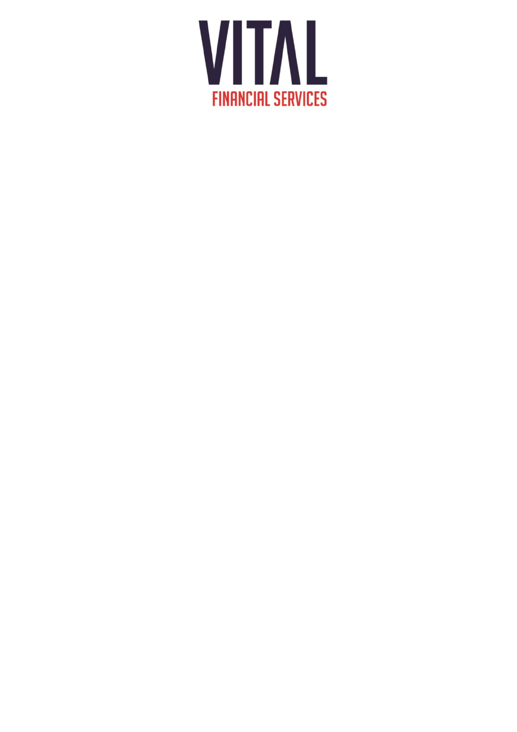VITAL

FINANCIAL SERVICES